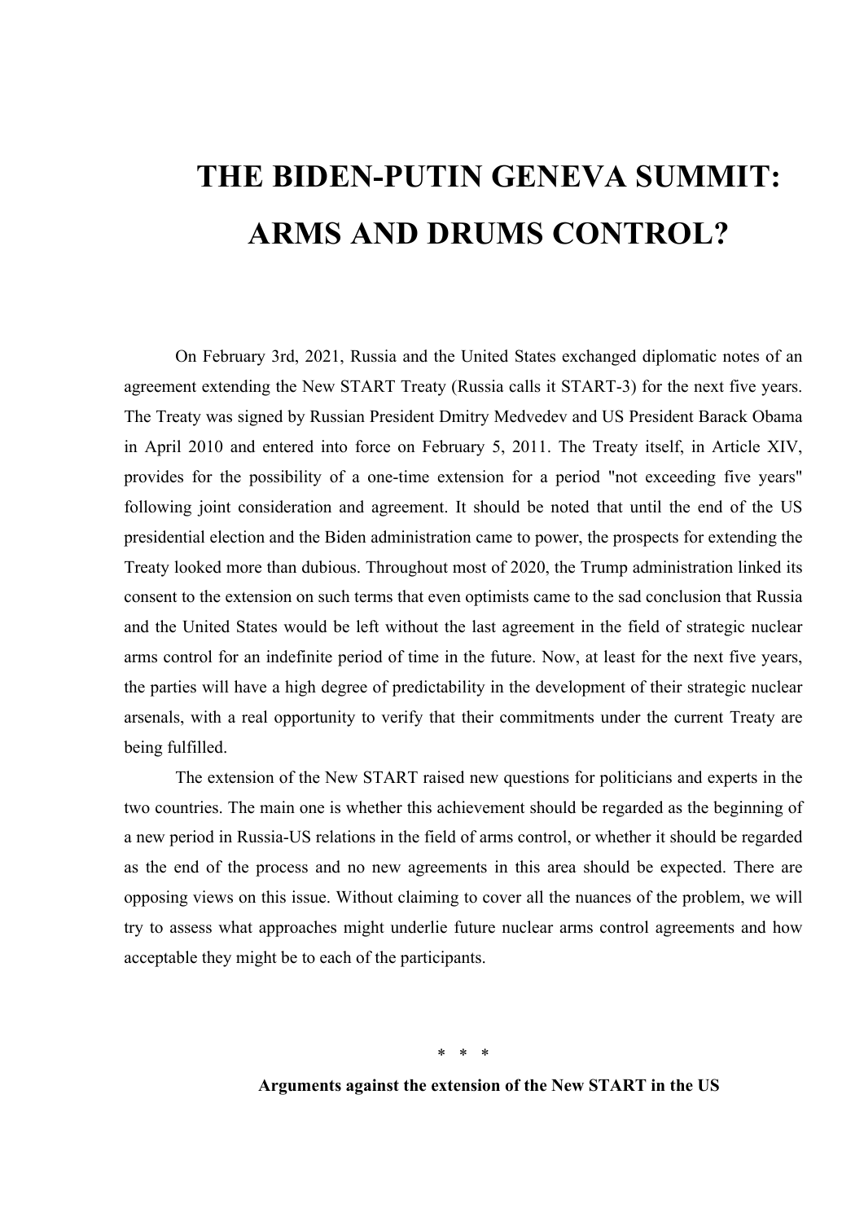# THE BIDEN-PUTIN GENEVA SUMMIT: ARMS AND DRUMS CONTROL?

On February 3rd, 2021, Russia and the United States exchanged diplomatic notes of an agreement extending the New START Treaty (Russia calls it START-3) for the next five years. The Treaty was signed by Russian President Dmitry Medvedev and US President Barack Obama in April 2010 and entered into force on February 5, 2011. The Treaty itself, in Article XIV, provides for the possibility of a one-time extension for a period "not exceeding five years" following joint consideration and agreement. It should be noted that until the end of the US presidential election and the Biden administration came to power, the prospects for extending the Treaty looked more than dubious. Throughout most of 2020, the Trump administration linked its consent to the extension on such terms that even optimists came to the sad conclusion that Russia and the United States would be left without the last agreement in the field of strategic nuclear arms control for an indefinite period of time in the future. Now, at least for the next five years, the parties will have a high degree of predictability in the development of their strategic nuclear arsenals, with a real opportunity to verify that their commitments under the current Treaty are being fulfilled.

The extension of the New START raised new questions for politicians and experts in the two countries. The main one is whether this achievement should be regarded as the beginning of a new period in Russia-US relations in the field of arms control, or whether it should be regarded as the end of the process and no new agreements in this area should be expected. There are opposing views on this issue. Without claiming to cover all the nuances of the problem, we will try to assess what approaches might underlie future nuclear arms control agreements and how acceptable they might be to each of the participants.

\* \* \*

**Arguments against the extension of the New START in the US**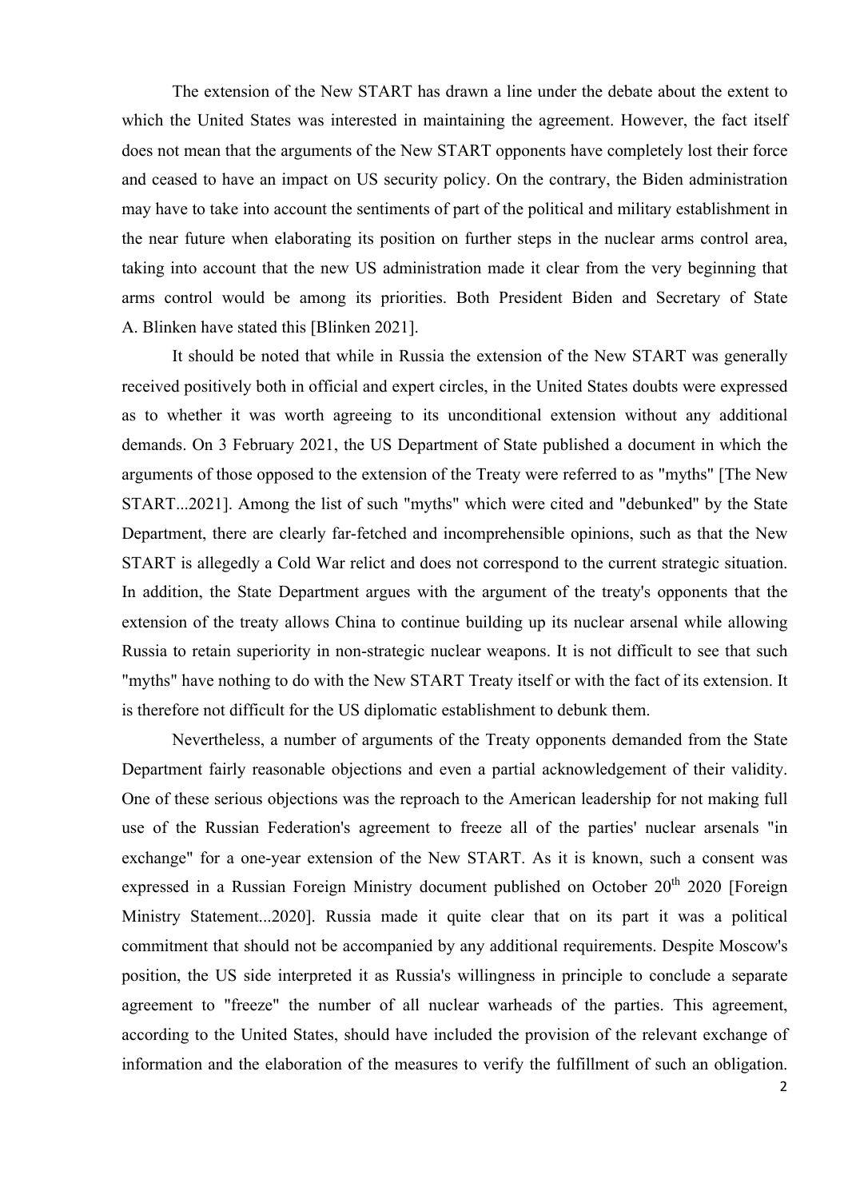The extension of the New START has drawn a line under the debate about the extent to which the United States was interested in maintaining the agreement. However, the fact itself does not mean that the arguments of the New START opponents have completely lost their force and ceased to have an impact on US security policy. On the contrary, the Biden administration may have to take into account the sentiments of part of the political and military establishment in the near future when elaborating its position on further steps in the nuclear arms control area, taking into account that the new US administration made it clear from the very beginning that arms control would be among its priorities. Both President Biden and Secretary of State A. Blinken have stated this [Blinken 2021].

It should be noted that while in Russia the extension of the New START was generally received positively both in official and expert circles, in the United States doubts were expressed as to whether it was worth agreeing to its unconditional extension without any additional demands. On 3 February 2021, the US Department of State published a document in which the arguments of those opposed to the extension of the Treaty were referred to as "myths" [The New START...2021]. Among the list of such "myths" which were cited and "debunked" by the State Department, there are clearly far-fetched and incomprehensible opinions, such as that the New START is allegedly a Cold War relict and does not correspond to the current strategic situation. In addition, the State Department argues with the argument of the treaty's opponents that the extension of the treaty allows China to continue building up its nuclear arsenal while allowing Russia to retain superiority in non-strategic nuclear weapons. It is not difficult to see that such "myths" have nothing to do with the New START Treaty itself or with the fact of its extension. It is therefore not difficult for the US diplomatic establishment to debunk them.

Nevertheless, a number of arguments of the Treaty opponents demanded from the State Department fairly reasonable objections and even a partial acknowledgement of their validity. One of these serious objections was the reproach to the American leadership for not making full use of the Russian Federation's agreement to freeze all of the parties' nuclear arsenals "in exchange" for a one-year extension of the New START. As it is known, such a consent was expressed in a Russian Foreign Ministry document published on October 20th 2020 [Foreign Ministry Statement...2020]. Russia made it quite clear that on its part it was a political commitment that should not be accompanied by any additional requirements. Despite Moscow's position, the US side interpreted it as Russia's willingness in principle to conclude a separate agreement to "freeze" the number of all nuclear warheads of the parties. This agreement, according to the United States, should have included the provision of the relevant exchange of information and the elaboration of the measures to verify the fulfillment of such an obligation.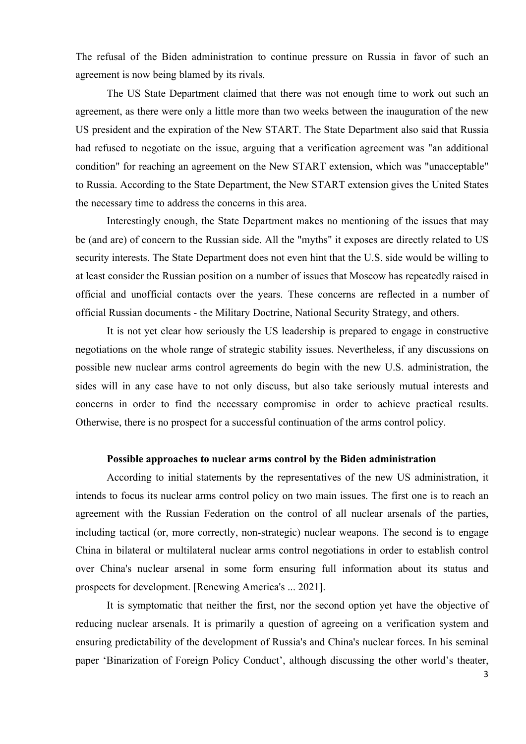The refusal of the Biden administration to continue pressure on Russia in favor of such an agreement is now being blamed by its rivals.

The US State Department claimed that there was not enough time to work out such an agreement, as there were only a little more than two weeks between the inauguration of the new US president and the expiration of the New START. The State Department also said that Russia had refused to negotiate on the issue, arguing that a verification agreement was "an additional condition" for reaching an agreement on the New START extension, which was "unacceptable" to Russia. According to the State Department, the New START extension gives the United States the necessary time to address the concerns in this area.

Interestingly enough, the State Department makes no mentioning of the issues that may be (and are) of concern to the Russian side. All the "myths" it exposes are directly related to US security interests. The State Department does not even hint that the U.S. side would be willing to at least consider the Russian position on a number of issues that Moscow has repeatedly raised in official and unofficial contacts over the years. These concerns are reflected in a number of official Russian documents - the Military Doctrine, National Security Strategy, and others.

It is not yet clear how seriously the US leadership is prepared to engage in constructive negotiations on the whole range of strategic stability issues. Nevertheless, if any discussions on possible new nuclear arms control agreements do begin with the new U.S. administration, the sides will in any case have to not only discuss, but also take seriously mutual interests and concerns in order to find the necessary compromise in order to achieve practical results. Otherwise, there is no prospect for a successful continuation of the arms control policy.

## Possible approaches to nuclear arms control by the Biden administration

According to initial statements by the representatives of the new US administration, it intends to focus its nuclear arms control policy on two main issues. The first one is to reach an agreement with the Russian Federation on the control of all nuclear arsenals of the parties, including tactical (or, more correctly, non-strategic) nuclear weapons. The second is to engage China in bilateral or multilateral nuclear arms control negotiations in order to establish control over China's nuclear arsenal in some form ensuring full information about its status and prospects for development. [Renewing America's ... 2021].

It is symptomatic that neither the first, nor the second option yet have the objective of reducing nuclear arsenals. It is primarily a question of agreeing on a verification system and ensuring predictability of the development of Russia's and China's nuclear forces. In his seminal paper 'Binarization of Foreign Policy Conduct', although discussing the other world's theater,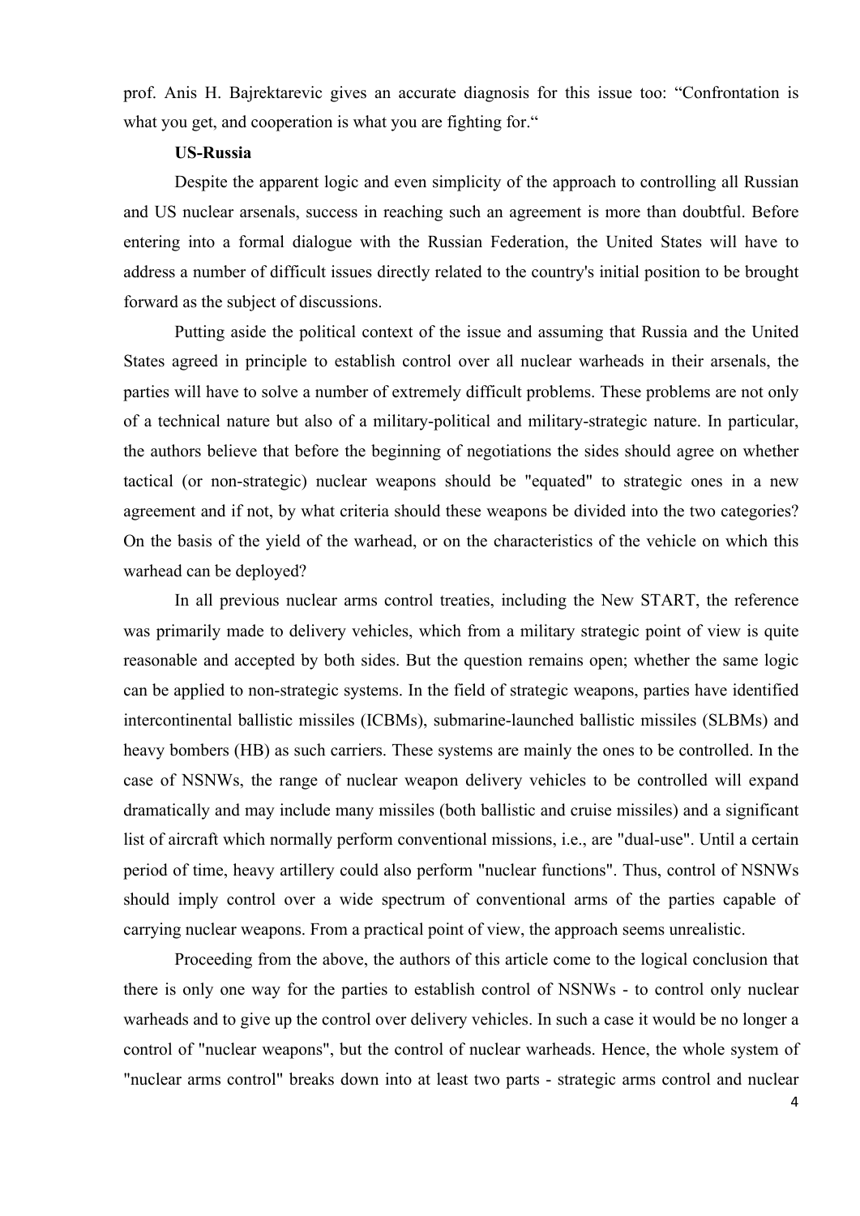prof. Anis H. Bajrektarevic gives an accurate diagnosis for this issue too: "Confrontation is what you get, and cooperation is what you are fighting for."

**US-Russia**

Despite the apparent logic and even simplicity of the approach to controlling all Russian and US nuclear arsenals, success in reaching such an agreement is more than doubtful. Before entering into a formal dialogue with the Russian Federation, the United States will have to address a number of difficult issues directly related to the country's initial position to be brought forward as the subject of discussions.

Putting aside the political context of the issue and assuming that Russia and the United States agreed in principle to establish control over all nuclear warheads in their arsenals, the parties will have to solve a number of extremely difficult problems. These problems are not only of a technical nature but also of a military-political and military-strategic nature. In particular, the authors believe that before the beginning of negotiations the sides should agree on whether tactical (or non-strategic) nuclear weapons should be "equated" to strategic ones in a new agreement and if not, by what criteria should these weapons be divided into the two categories? On the basis of the yield of the warhead, or on the characteristics of the vehicle on which this warhead can be deployed?

In all previous nuclear arms control treaties, including the New START, the reference was primarily made to delivery vehicles, which from a military strategic point of view is quite reasonable and accepted by both sides. But the question remains open; whether the same logic can be applied to non-strategic systems. In the field of strategic weapons, parties have identified intercontinental ballistic missiles (ICBMs), submarine-launched ballistic missiles (SLBMs) and heavy bombers (HB) as such carriers. These systems are mainly the ones to be controlled. In the case of NSNWs, the range of nuclear weapon delivery vehicles to be controlled will expand dramatically and may include many missiles (both ballistic and cruise missiles) and a significant list of aircraft which normally perform conventional missions, i.e., are "dual-use". Until a certain period of time, heavy artillery could also perform "nuclear functions". Thus, control of NSNWs should imply control over a wide spectrum of conventional arms of the parties capable of carrying nuclear weapons. From a practical point of view, the approach seems unrealistic.

Proceeding from the above, the authors of this article come to the logical conclusion that there is only one way for the parties to establish control of NSNWs - to control only nuclear warheads and to give up the control over delivery vehicles. In such a case it would be no longer a control of "nuclear weapons", but the control of nuclear warheads. Hence, the whole system of "nuclear arms control" breaks down into at least two parts - strategic arms control and nuclear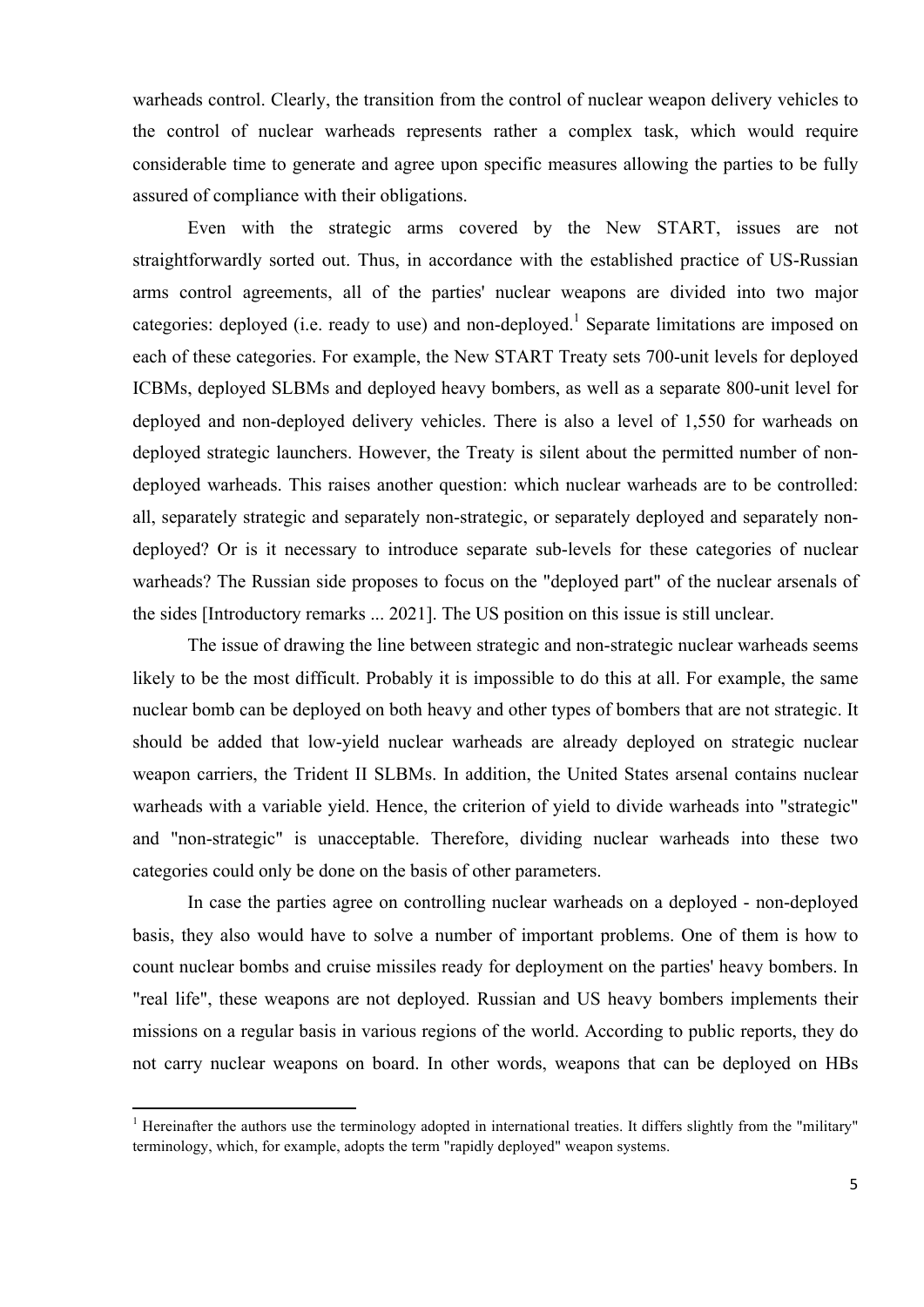warheads control. Clearly, the transition from the control of nuclear weapon delivery vehicles to the control of nuclear warheads represents rather a complex task, which would require considerable time to generate and agree upon specific measures allowing the parties to be fully assured of compliance with their obligations.

Even with the strategic arms covered by the New START, issues are not straightforwardly sorted out. Thus, in accordance with the established practice of US-Russian arms control agreements, all of the parties' nuclear weapons are divided into two major categories: deployed (i.e. ready to use) and non-deployed.[1] Separate limitations are imposed on each of these categories. For example, the New START Treaty sets 700-unit levels for deployed ICBMs, deployed SLBMs and deployed heavy bombers, as well as a separate 800-unit level for deployed and non-deployed delivery vehicles. There is also a level of 1,550 for warheads on deployed strategic launchers. However, the Treaty is silent about the permitted number of non-deployed warheads. This raises another question: which nuclear warheads are to be controlled: all, separately strategic and separately non-strategic, or separately deployed and separately non-deployed? Or is it necessary to introduce separate sub-levels for these categories of nuclear warheads? The Russian side proposes to focus on the "deployed part" of the nuclear arsenals of the sides [Introductory remarks ... 2021]. The US position on this issue is still unclear.

The issue of drawing the line between strategic and non-strategic nuclear warheads seems likely to be the most difficult. Probably it is impossible to do this at all. For example, the same nuclear bomb can be deployed on both heavy and other types of bombers that are not strategic. It should be added that low-yield nuclear warheads are already deployed on strategic nuclear weapon carriers, the Trident II SLBMs. In addition, the United States arsenal contains nuclear warheads with a variable yield. Hence, the criterion of yield to divide warheads into "strategic" and "non-strategic" is unacceptable. Therefore, dividing nuclear warheads into these two categories could only be done on the basis of other parameters.

In case the parties agree on controlling nuclear warheads on a deployed - non-deployed basis, they also would have to solve a number of important problems. One of them is how to count nuclear bombs and cruise missiles ready for deployment on the parties' heavy bombers. In "real life", these weapons are not deployed. Russian and US heavy bombers implements their missions on a regular basis in various regions of the world. According to public reports, they do not carry nuclear weapons on board. In other words, weapons that can be deployed on HBs

[1] Hereinafter the authors use the terminology adopted in international treaties. It differs slightly from the "military" terminology, which, for example, adopts the term "rapidly deployed" weapon systems.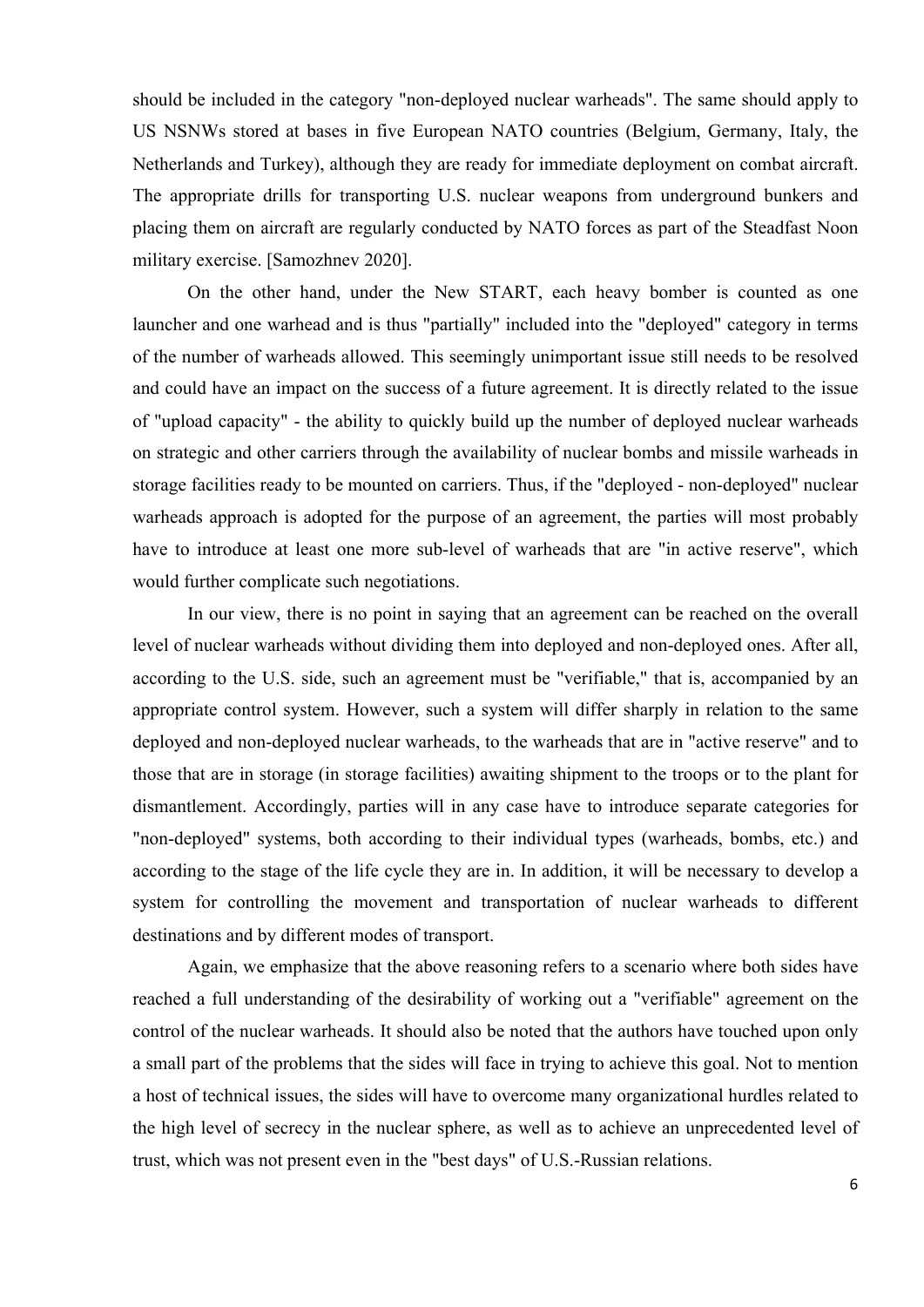should be included in the category "non-deployed nuclear warheads". The same should apply to US NSNWs stored at bases in five European NATO countries (Belgium, Germany, Italy, the Netherlands and Turkey), although they are ready for immediate deployment on combat aircraft. The appropriate drills for transporting U.S. nuclear weapons from underground bunkers and placing them on aircraft are regularly conducted by NATO forces as part of the Steadfast Noon military exercise. [Samozhnev 2020].

On the other hand, under the New START, each heavy bomber is counted as one launcher and one warhead and is thus "partially" included into the "deployed" category in terms of the number of warheads allowed. This seemingly unimportant issue still needs to be resolved and could have an impact on the success of a future agreement. It is directly related to the issue of "upload capacity" - the ability to quickly build up the number of deployed nuclear warheads on strategic and other carriers through the availability of nuclear bombs and missile warheads in storage facilities ready to be mounted on carriers. Thus, if the "deployed - non-deployed" nuclear warheads approach is adopted for the purpose of an agreement, the parties will most probably have to introduce at least one more sub-level of warheads that are "in active reserve", which would further complicate such negotiations.

In our view, there is no point in saying that an agreement can be reached on the overall level of nuclear warheads without dividing them into deployed and non-deployed ones. After all, according to the U.S. side, such an agreement must be "verifiable," that is, accompanied by an appropriate control system. However, such a system will differ sharply in relation to the same deployed and non-deployed nuclear warheads, to the warheads that are in "active reserve" and to those that are in storage (in storage facilities) awaiting shipment to the troops or to the plant for dismantlement. Accordingly, parties will in any case have to introduce separate categories for "non-deployed" systems, both according to their individual types (warheads, bombs, etc.) and according to the stage of the life cycle they are in. In addition, it will be necessary to develop a system for controlling the movement and transportation of nuclear warheads to different destinations and by different modes of transport.

Again, we emphasize that the above reasoning refers to a scenario where both sides have reached a full understanding of the desirability of working out a "verifiable" agreement on the control of the nuclear warheads. It should also be noted that the authors have touched upon only a small part of the problems that the sides will face in trying to achieve this goal. Not to mention a host of technical issues, the sides will have to overcome many organizational hurdles related to the high level of secrecy in the nuclear sphere, as well as to achieve an unprecedented level of trust, which was not present even in the "best days" of U.S.-Russian relations.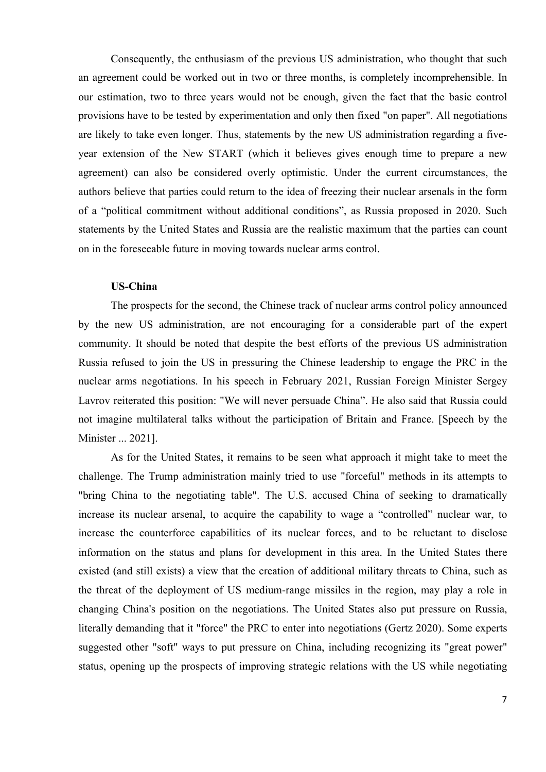Consequently, the enthusiasm of the previous US administration, who thought that such an agreement could be worked out in two or three months, is completely incomprehensible. In our estimation, two to three years would not be enough, given the fact that the basic control provisions have to be tested by experimentation and only then fixed "on paper". All negotiations are likely to take even longer. Thus, statements by the new US administration regarding a five-year extension of the New START (which it believes gives enough time to prepare a new agreement) can also be considered overly optimistic. Under the current circumstances, the authors believe that parties could return to the idea of freezing their nuclear arsenals in the form of a "political commitment without additional conditions", as Russia proposed in 2020. Such statements by the United States and Russia are the realistic maximum that the parties can count on in the foreseeable future in moving towards nuclear arms control.

**US-China**

The prospects for the second, the Chinese track of nuclear arms control policy announced by the new US administration, are not encouraging for a considerable part of the expert community. It should be noted that despite the best efforts of the previous US administration Russia refused to join the US in pressuring the Chinese leadership to engage the PRC in the nuclear arms negotiations. In his speech in February 2021, Russian Foreign Minister Sergey Lavrov reiterated this position: "We will never persuade China". He also said that Russia could not imagine multilateral talks without the participation of Britain and France. [Speech by the Minister ... 2021].

As for the United States, it remains to be seen what approach it might take to meet the challenge. The Trump administration mainly tried to use "forceful" methods in its attempts to "bring China to the negotiating table". The U.S. accused China of seeking to dramatically increase its nuclear arsenal, to acquire the capability to wage a "controlled" nuclear war, to increase the counterforce capabilities of its nuclear forces, and to be reluctant to disclose information on the status and plans for development in this area. In the United States there existed (and still exists) a view that the creation of additional military threats to China, such as the threat of the deployment of US medium-range missiles in the region, may play a role in changing China's position on the negotiations. The United States also put pressure on Russia, literally demanding that it "force" the PRC to enter into negotiations (Gertz 2020). Some experts suggested other "soft" ways to put pressure on China, including recognizing its "great power" status, opening up the prospects of improving strategic relations with the US while negotiating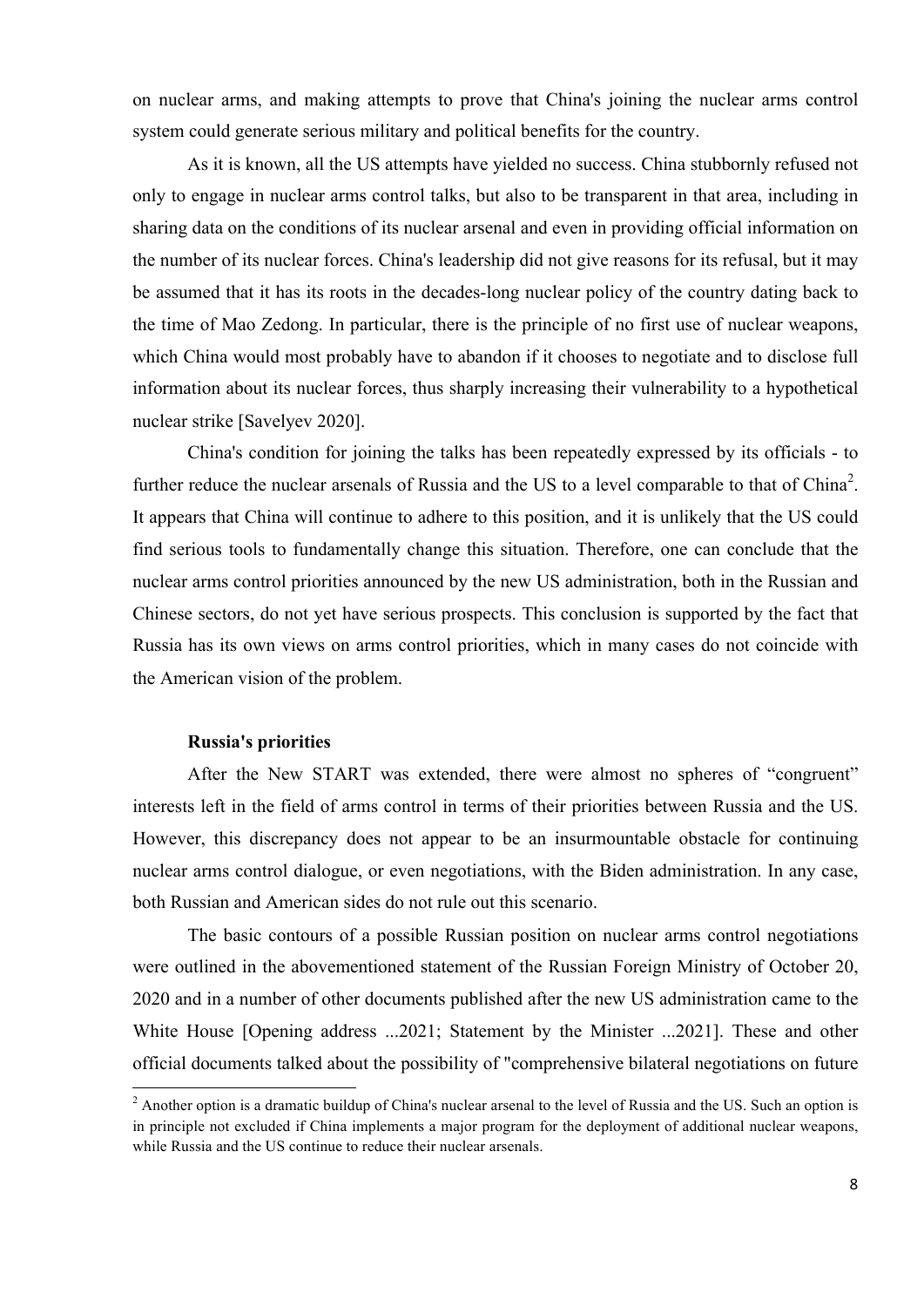on nuclear arms, and making attempts to prove that China's joining the nuclear arms control system could generate serious military and political benefits for the country.

As it is known, all the US attempts have yielded no success. China stubbornly refused not only to engage in nuclear arms control talks, but also to be transparent in that area, including in sharing data on the conditions of its nuclear arsenal and even in providing official information on the number of its nuclear forces. China's leadership did not give reasons for its refusal, but it may be assumed that it has its roots in the decades-long nuclear policy of the country dating back to the time of Mao Zedong. In particular, there is the principle of no first use of nuclear weapons, which China would most probably have to abandon if it chooses to negotiate and to disclose full information about its nuclear forces, thus sharply increasing their vulnerability to a hypothetical nuclear strike [Savelyev 2020].

China's condition for joining the talks has been repeatedly expressed by its officials - to further reduce the nuclear arsenals of Russia and the US to a level comparable to that of China[2]. It appears that China will continue to adhere to this position, and it is unlikely that the US could find serious tools to fundamentally change this situation. Therefore, one can conclude that the nuclear arms control priorities announced by the new US administration, both in the Russian and Chinese sectors, do not yet have serious prospects. This conclusion is supported by the fact that Russia has its own views on arms control priorities, which in many cases do not coincide with the American vision of the problem.

**Russia's priorities**

After the New START was extended, there were almost no spheres of “congruent” interests left in the field of arms control in terms of their priorities between Russia and the US. However, this discrepancy does not appear to be an insurmountable obstacle for continuing nuclear arms control dialogue, or even negotiations, with the Biden administration. In any case, both Russian and American sides do not rule out this scenario.

The basic contours of a possible Russian position on nuclear arms control negotiations were outlined in the abovementioned statement of the Russian Foreign Ministry of October 20, 2020 and in a number of other documents published after the new US administration came to the White House [Opening address ...2021; Statement by the Minister ...2021]. These and other official documents talked about the possibility of "comprehensive bilateral negotiations on future

---

[2] Another option is a dramatic buildup of China's nuclear arsenal to the level of Russia and the US. Such an option is in principle not excluded if China implements a major program for the deployment of additional nuclear weapons, while Russia and the US continue to reduce their nuclear arsenals.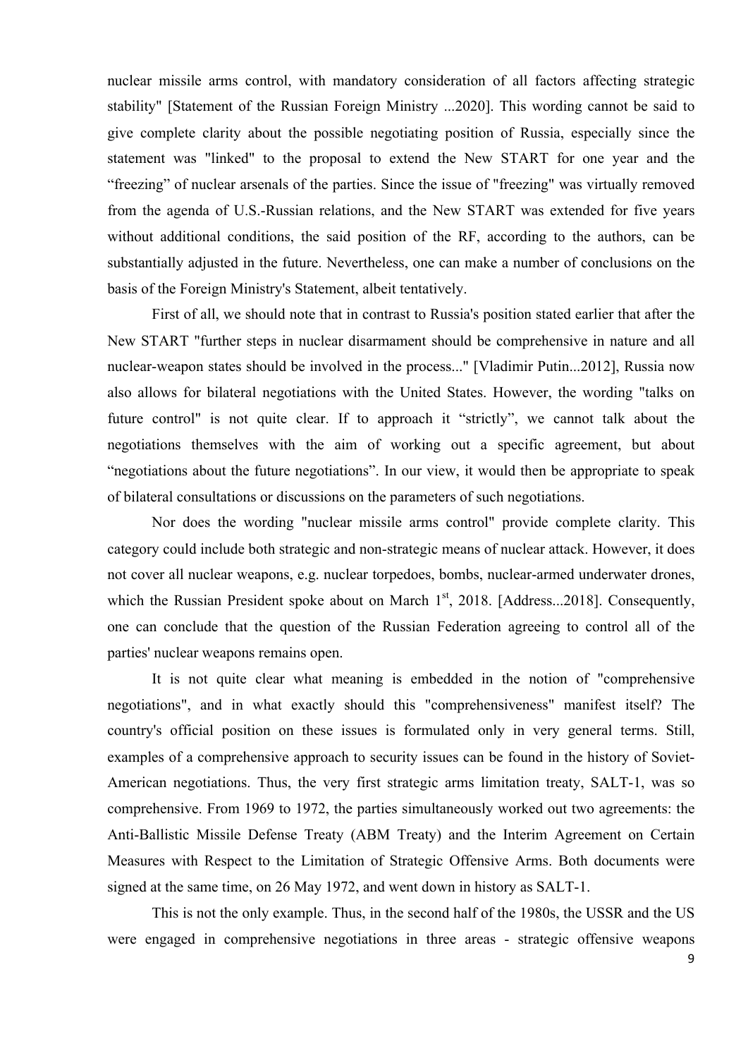nuclear missile arms control, with mandatory consideration of all factors affecting strategic stability" [Statement of the Russian Foreign Ministry ...2020]. This wording cannot be said to give complete clarity about the possible negotiating position of Russia, especially since the statement was "linked" to the proposal to extend the New START for one year and the "freezing" of nuclear arsenals of the parties. Since the issue of "freezing" was virtually removed from the agenda of U.S.-Russian relations, and the New START was extended for five years without additional conditions, the said position of the RF, according to the authors, can be substantially adjusted in the future. Nevertheless, one can make a number of conclusions on the basis of the Foreign Ministry's Statement, albeit tentatively.

First of all, we should note that in contrast to Russia's position stated earlier that after the New START "further steps in nuclear disarmament should be comprehensive in nature and all nuclear-weapon states should be involved in the process..." [Vladimir Putin...2012], Russia now also allows for bilateral negotiations with the United States. However, the wording "talks on future control" is not quite clear. If to approach it "strictly", we cannot talk about the negotiations themselves with the aim of working out a specific agreement, but about "negotiations about the future negotiations". In our view, it would then be appropriate to speak of bilateral consultations or discussions on the parameters of such negotiations.

Nor does the wording "nuclear missile arms control" provide complete clarity. This category could include both strategic and non-strategic means of nuclear attack. However, it does not cover all nuclear weapons, e.g. nuclear torpedoes, bombs, nuclear-armed underwater drones, which the Russian President spoke about on March 1st, 2018. [Address...2018]. Consequently, one can conclude that the question of the Russian Federation agreeing to control all of the parties' nuclear weapons remains open.

It is not quite clear what meaning is embedded in the notion of "comprehensive negotiations", and in what exactly should this "comprehensiveness" manifest itself? The country's official position on these issues is formulated only in very general terms. Still, examples of a comprehensive approach to security issues can be found in the history of Soviet-American negotiations. Thus, the very first strategic arms limitation treaty, SALT-1, was so comprehensive. From 1969 to 1972, the parties simultaneously worked out two agreements: the Anti-Ballistic Missile Defense Treaty (ABM Treaty) and the Interim Agreement on Certain Measures with Respect to the Limitation of Strategic Offensive Arms. Both documents were signed at the same time, on 26 May 1972, and went down in history as SALT-1.

This is not the only example. Thus, in the second half of the 1980s, the USSR and the US were engaged in comprehensive negotiations in three areas - strategic offensive weapons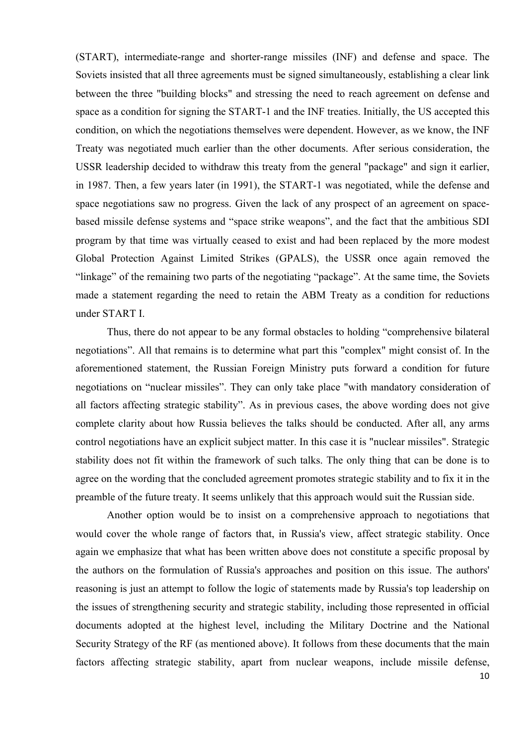(START), intermediate-range and shorter-range missiles (INF) and defense and space. The Soviets insisted that all three agreements must be signed simultaneously, establishing a clear link between the three "building blocks" and stressing the need to reach agreement on defense and space as a condition for signing the START-1 and the INF treaties. Initially, the US accepted this condition, on which the negotiations themselves were dependent. However, as we know, the INF Treaty was negotiated much earlier than the other documents. After serious consideration, the USSR leadership decided to withdraw this treaty from the general "package" and sign it earlier, in 1987. Then, a few years later (in 1991), the START-1 was negotiated, while the defense and space negotiations saw no progress. Given the lack of any prospect of an agreement on space-based missile defense systems and "space strike weapons", and the fact that the ambitious SDI program by that time was virtually ceased to exist and had been replaced by the more modest Global Protection Against Limited Strikes (GPALS), the USSR once again removed the "linkage" of the remaining two parts of the negotiating "package". At the same time, the Soviets made a statement regarding the need to retain the ABM Treaty as a condition for reductions under START I.

Thus, there do not appear to be any formal obstacles to holding "comprehensive bilateral negotiations". All that remains is to determine what part this "complex" might consist of. In the aforementioned statement, the Russian Foreign Ministry puts forward a condition for future negotiations on "nuclear missiles". They can only take place "with mandatory consideration of all factors affecting strategic stability". As in previous cases, the above wording does not give complete clarity about how Russia believes the talks should be conducted. After all, any arms control negotiations have an explicit subject matter. In this case it is "nuclear missiles". Strategic stability does not fit within the framework of such talks. The only thing that can be done is to agree on the wording that the concluded agreement promotes strategic stability and to fix it in the preamble of the future treaty. It seems unlikely that this approach would suit the Russian side.

Another option would be to insist on a comprehensive approach to negotiations that would cover the whole range of factors that, in Russia's view, affect strategic stability. Once again we emphasize that what has been written above does not constitute a specific proposal by the authors on the formulation of Russia's approaches and position on this issue. The authors' reasoning is just an attempt to follow the logic of statements made by Russia's top leadership on the issues of strengthening security and strategic stability, including those represented in official documents adopted at the highest level, including the Military Doctrine and the National Security Strategy of the RF (as mentioned above). It follows from these documents that the main factors affecting strategic stability, apart from nuclear weapons, include missile defense,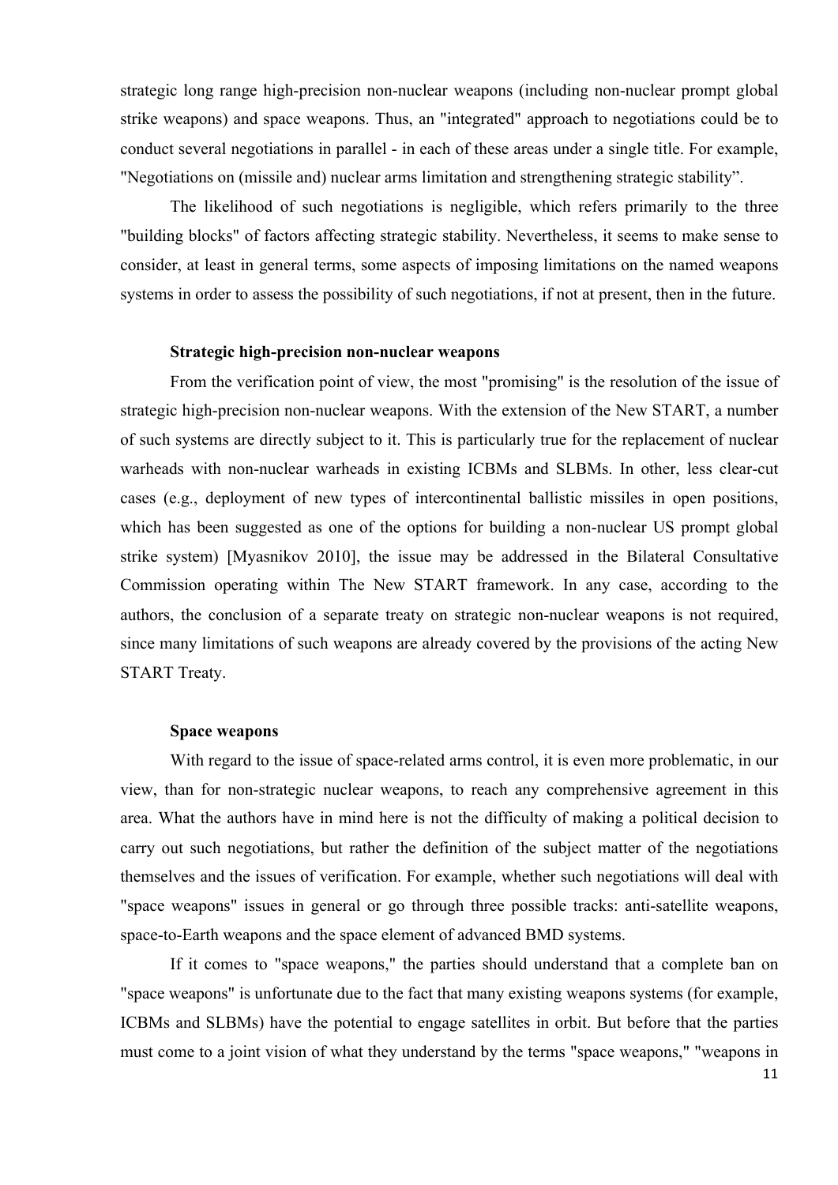strategic long range high-precision non-nuclear weapons (including non-nuclear prompt global strike weapons) and space weapons. Thus, an "integrated" approach to negotiations could be to conduct several negotiations in parallel - in each of these areas under a single title. For example, "Negotiations on (missile and) nuclear arms limitation and strengthening strategic stability".

The likelihood of such negotiations is negligible, which refers primarily to the three "building blocks" of factors affecting strategic stability. Nevertheless, it seems to make sense to consider, at least in general terms, some aspects of imposing limitations on the named weapons systems in order to assess the possibility of such negotiations, if not at present, then in the future.

**Strategic high-precision non-nuclear weapons**

From the verification point of view, the most "promising" is the resolution of the issue of strategic high-precision non-nuclear weapons. With the extension of the New START, a number of such systems are directly subject to it. This is particularly true for the replacement of nuclear warheads with non-nuclear warheads in existing ICBMs and SLBMs. In other, less clear-cut cases (e.g., deployment of new types of intercontinental ballistic missiles in open positions, which has been suggested as one of the options for building a non-nuclear US prompt global strike system) [Myasnikov 2010], the issue may be addressed in the Bilateral Consultative Commission operating within The New START framework. In any case, according to the authors, the conclusion of a separate treaty on strategic non-nuclear weapons is not required, since many limitations of such weapons are already covered by the provisions of the acting New START Treaty.

**Space weapons**

With regard to the issue of space-related arms control, it is even more problematic, in our view, than for non-strategic nuclear weapons, to reach any comprehensive agreement in this area. What the authors have in mind here is not the difficulty of making a political decision to carry out such negotiations, but rather the definition of the subject matter of the negotiations themselves and the issues of verification. For example, whether such negotiations will deal with "space weapons" issues in general or go through three possible tracks: anti-satellite weapons, space-to-Earth weapons and the space element of advanced BMD systems.

If it comes to "space weapons," the parties should understand that a complete ban on "space weapons" is unfortunate due to the fact that many existing weapons systems (for example, ICBMs and SLBMs) have the potential to engage satellites in orbit. But before that the parties must come to a joint vision of what they understand by the terms "space weapons," "weapons in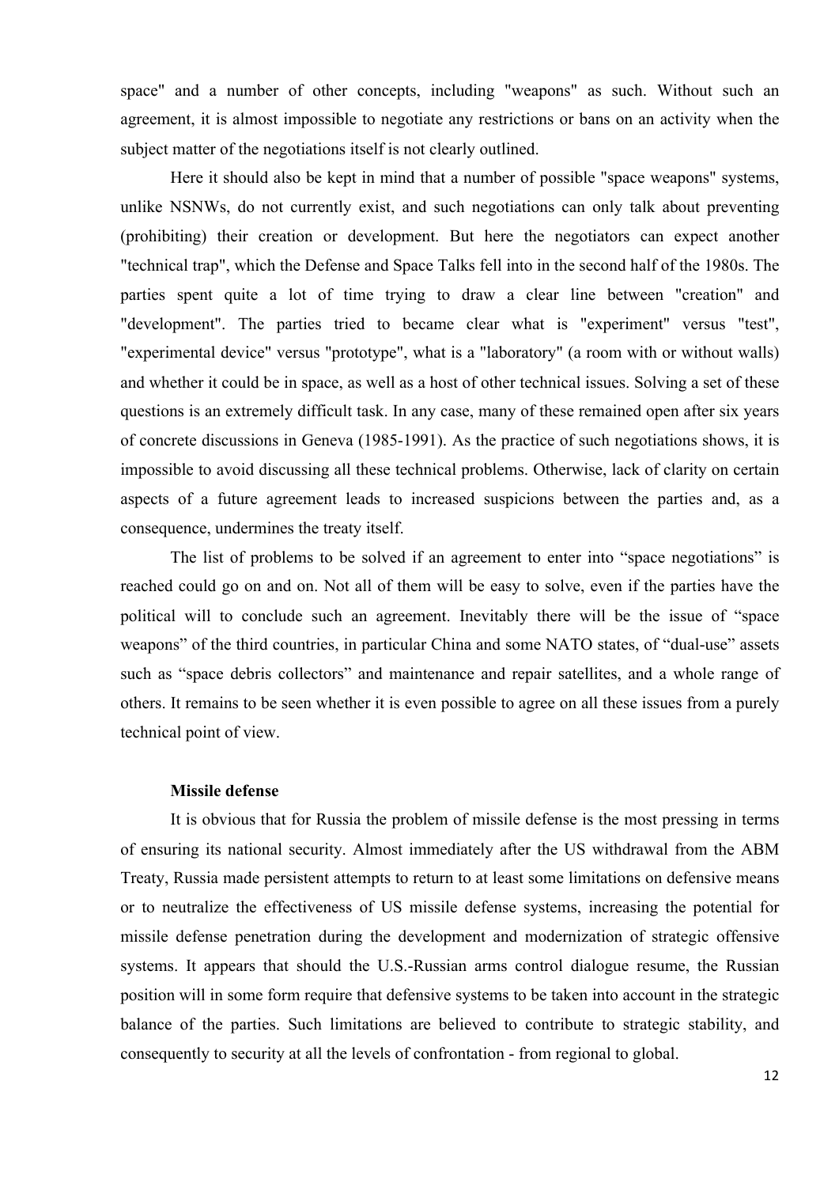space" and a number of other concepts, including "weapons" as such. Without such an agreement, it is almost impossible to negotiate any restrictions or bans on an activity when the subject matter of the negotiations itself is not clearly outlined.

Here it should also be kept in mind that a number of possible "space weapons" systems, unlike NSNWs, do not currently exist, and such negotiations can only talk about preventing (prohibiting) their creation or development. But here the negotiators can expect another "technical trap", which the Defense and Space Talks fell into in the second half of the 1980s. The parties spent quite a lot of time trying to draw a clear line between "creation" and "development". The parties tried to became clear what is "experiment" versus "test", "experimental device" versus "prototype", what is a "laboratory" (a room with or without walls) and whether it could be in space, as well as a host of other technical issues. Solving a set of these questions is an extremely difficult task. In any case, many of these remained open after six years of concrete discussions in Geneva (1985-1991). As the practice of such negotiations shows, it is impossible to avoid discussing all these technical problems. Otherwise, lack of clarity on certain aspects of a future agreement leads to increased suspicions between the parties and, as a consequence, undermines the treaty itself.

The list of problems to be solved if an agreement to enter into "space negotiations" is reached could go on and on. Not all of them will be easy to solve, even if the parties have the political will to conclude such an agreement. Inevitably there will be the issue of "space weapons" of the third countries, in particular China and some NATO states, of "dual-use" assets such as "space debris collectors" and maintenance and repair satellites, and a whole range of others. It remains to be seen whether it is even possible to agree on all these issues from a purely technical point of view.

**Missile defense**

It is obvious that for Russia the problem of missile defense is the most pressing in terms of ensuring its national security. Almost immediately after the US withdrawal from the ABM Treaty, Russia made persistent attempts to return to at least some limitations on defensive means or to neutralize the effectiveness of US missile defense systems, increasing the potential for missile defense penetration during the development and modernization of strategic offensive systems. It appears that should the U.S.-Russian arms control dialogue resume, the Russian position will in some form require that defensive systems to be taken into account in the strategic balance of the parties. Such limitations are believed to contribute to strategic stability, and consequently to security at all the levels of confrontation - from regional to global.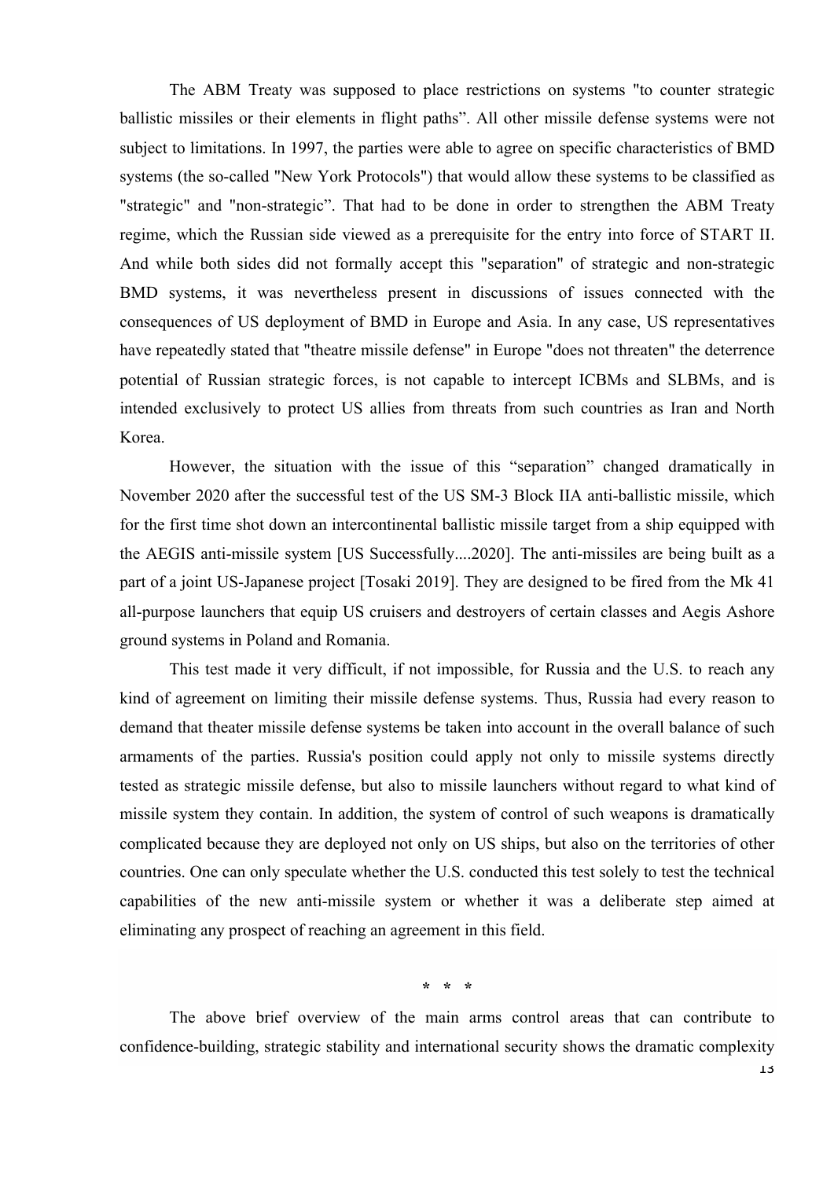The ABM Treaty was supposed to place restrictions on systems "to counter strategic ballistic missiles or their elements in flight paths". All other missile defense systems were not subject to limitations. In 1997, the parties were able to agree on specific characteristics of BMD systems (the so-called "New York Protocols") that would allow these systems to be classified as "strategic" and "non-strategic". That had to be done in order to strengthen the ABM Treaty regime, which the Russian side viewed as a prerequisite for the entry into force of START II. And while both sides did not formally accept this "separation" of strategic and non-strategic BMD systems, it was nevertheless present in discussions of issues connected with the consequences of US deployment of BMD in Europe and Asia. In any case, US representatives have repeatedly stated that "theatre missile defense" in Europe "does not threaten" the deterrence potential of Russian strategic forces, is not capable to intercept ICBMs and SLBMs, and is intended exclusively to protect US allies from threats from such countries as Iran and North Korea.

However, the situation with the issue of this "separation" changed dramatically in November 2020 after the successful test of the US SM-3 Block IIA anti-ballistic missile, which for the first time shot down an intercontinental ballistic missile target from a ship equipped with the AEGIS anti-missile system [US Successfully....2020]. The anti-missiles are being built as a part of a joint US-Japanese project [Tosaki 2019]. They are designed to be fired from the Mk 41 all-purpose launchers that equip US cruisers and destroyers of certain classes and Aegis Ashore ground systems in Poland and Romania.

This test made it very difficult, if not impossible, for Russia and the U.S. to reach any kind of agreement on limiting their missile defense systems. Thus, Russia had every reason to demand that theater missile defense systems be taken into account in the overall balance of such armaments of the parties. Russia's position could apply not only to missile systems directly tested as strategic missile defense, but also to missile launchers without regard to what kind of missile system they contain. In addition, the system of control of such weapons is dramatically complicated because they are deployed not only on US ships, but also on the territories of other countries. One can only speculate whether the U.S. conducted this test solely to test the technical capabilities of the new anti-missile system or whether it was a deliberate step aimed at eliminating any prospect of reaching an agreement in this field.

\* \* \*

The above brief overview of the main arms control areas that can contribute to confidence-building, strategic stability and international security shows the dramatic complexity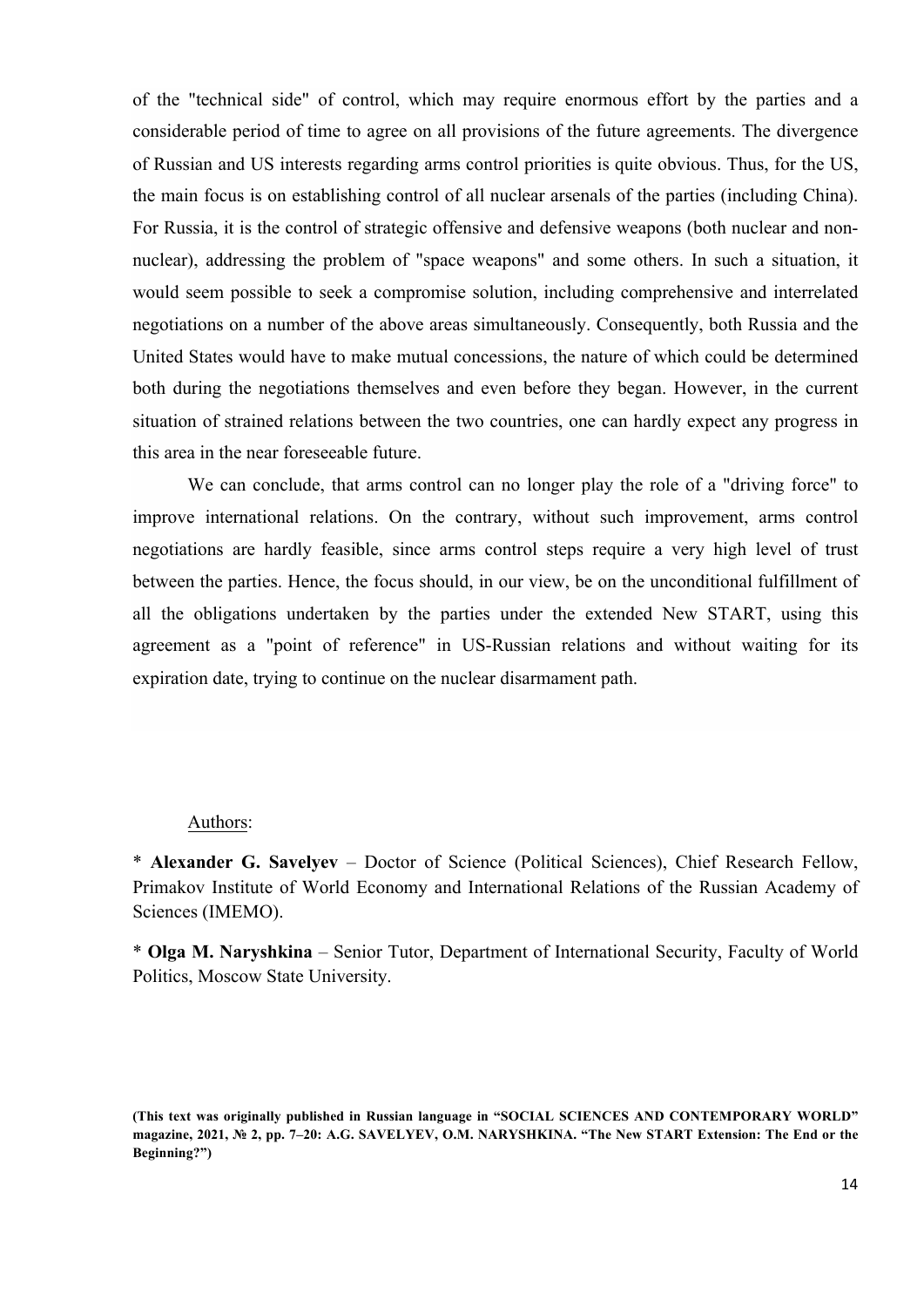of the "technical side" of control, which may require enormous effort by the parties and a considerable period of time to agree on all provisions of the future agreements. The divergence of Russian and US interests regarding arms control priorities is quite obvious. Thus, for the US, the main focus is on establishing control of all nuclear arsenals of the parties (including China). For Russia, it is the control of strategic offensive and defensive weapons (both nuclear and non-nuclear), addressing the problem of "space weapons" and some others. In such a situation, it would seem possible to seek a compromise solution, including comprehensive and interrelated negotiations on a number of the above areas simultaneously. Consequently, both Russia and the United States would have to make mutual concessions, the nature of which could be determined both during the negotiations themselves and even before they began. However, in the current situation of strained relations between the two countries, one can hardly expect any progress in this area in the near foreseeable future.

We can conclude, that arms control can no longer play the role of a "driving force" to improve international relations. On the contrary, without such improvement, arms control negotiations are hardly feasible, since arms control steps require a very high level of trust between the parties. Hence, the focus should, in our view, be on the unconditional fulfillment of all the obligations undertaken by the parties under the extended New START, using this agreement as a "point of reference" in US-Russian relations and without waiting for its expiration date, trying to continue on the nuclear disarmament path.

Authors:

* **Alexander G. Savelyev** – Doctor of Science (Political Sciences), Chief Research Fellow, Primakov Institute of World Economy and International Relations of the Russian Academy of Sciences (IMEMO).

* **Olga M. Naryshkina** – Senior Tutor, Department of International Security, Faculty of World Politics, Moscow State University.

**(This text was originally published in Russian language in "SOCIAL SCIENCES AND CONTEMPORARY WORLD" magazine, 2021, № 2, pp. 7–20: A.G. SAVELYEV, O.M. NARYSHKINA. "The New START Extension: The End or the Beginning?")**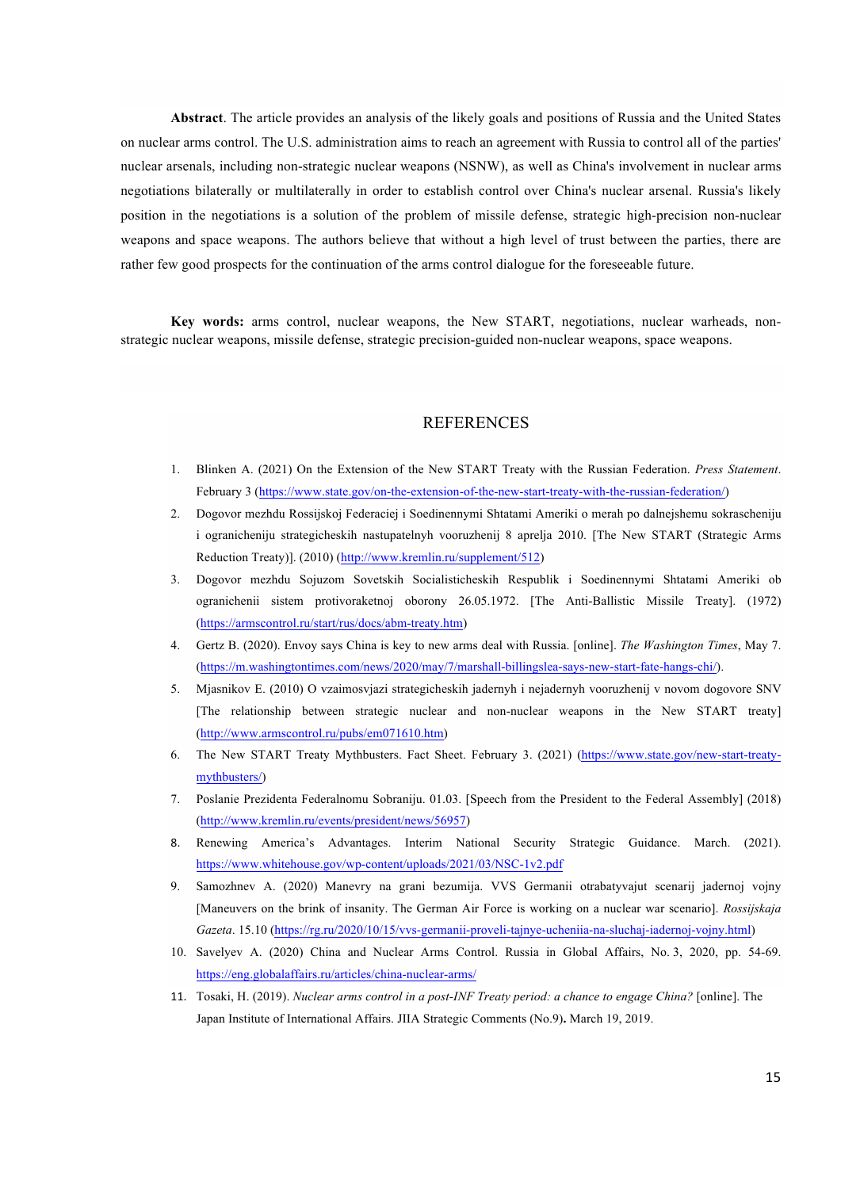**Abstract**. The article provides an analysis of the likely goals and positions of Russia and the United States on nuclear arms control. The U.S. administration aims to reach an agreement with Russia to control all of the parties' nuclear arsenals, including non-strategic nuclear weapons (NSNW), as well as China's involvement in nuclear arms negotiations bilaterally or multilaterally in order to establish control over China's nuclear arsenal. Russia's likely position in the negotiations is a solution of the problem of missile defense, strategic high-precision non-nuclear weapons and space weapons. The authors believe that without a high level of trust between the parties, there are rather few good prospects for the continuation of the arms control dialogue for the foreseeable future.

**Key words:** arms control, nuclear weapons, the New START, negotiations, nuclear warheads, non-strategic nuclear weapons, missile defense, strategic precision-guided non-nuclear weapons, space weapons.

## REFERENCES

1. Blinken A. (2021) On the Extension of the New START Treaty with the Russian Federation. *Press Statement*. February 3 (https://www.state.gov/on-the-extension-of-the-new-start-treaty-with-the-russian-federation/)
2. Dogovor mezhdu Rossijskoj Federaciej i Soedinennymi Shtatami Ameriki o merah po dalnejshemu sokrascheniju i ogranicheniju strategicheskih nastupatelnyh vooruzhenij 8 aprelja 2010. [The New START (Strategic Arms Reduction Treaty)]. (2010) (http://www.kremlin.ru/supplement/512)
3. Dogovor mezhdu Sojuzom Sovetskih Socialisticheskih Respublik i Soedinennymi Shtatami Ameriki ob ogranichenii sistem protivoraketnoj oborony 26.05.1972. [The Anti-Ballistic Missile Treaty]. (1972) (https://armscontrol.ru/start/rus/docs/abm-treaty.htm)
4. Gertz B. (2020). Envoy says China is key to new arms deal with Russia. [online]. *The Washington Times*, May 7. (https://m.washingtontimes.com/news/2020/may/7/marshall-billingslea-says-new-start-fate-hangs-chi/).
5. Mjasnikov E. (2010) O vzaimosvjazi strategicheskih jadernyh i nejadernyh vooruzhenij v novom dogovore SNV [The relationship between strategic nuclear and non-nuclear weapons in the New START treaty] (http://www.armscontrol.ru/pubs/em071610.htm)
6. The New START Treaty Mythbusters. Fact Sheet. February 3. (2021) (https://www.state.gov/new-start-treaty-mythbusters/)
7. Poslanie Prezidenta Federalnomu Sobraniju. 01.03. [Speech from the President to the Federal Assembly] (2018) (http://www.kremlin.ru/events/president/news/56957)
8. Renewing America's Advantages. Interim National Security Strategic Guidance. March. (2021). https://www.whitehouse.gov/wp-content/uploads/2021/03/NSC-1v2.pdf
9. Samozhnev A. (2020) Manevry na grani bezumija. VVS Germanii otrabatyvajut scenarij jadernoj vojny [Maneuvers on the brink of insanity. The German Air Force is working on a nuclear war scenario]. *Rossijskaja Gazeta*. 15.10 (https://rg.ru/2020/10/15/vvs-germanii-proveli-tajnye-ucheniia-na-sluchaj-iadernoj-vojny.html)
10. Savelyev A. (2020) China and Nuclear Arms Control. Russia in Global Affairs, No. 3, 2020, pp. 54-69. https://eng.globalaffairs.ru/articles/china-nuclear-arms/
11. Tosaki, H. (2019). *Nuclear arms control in a post-INF Treaty period: a chance to engage China?* [online]. The Japan Institute of International Affairs. JIIA Strategic Comments (No.9)**.** March 19, 2019.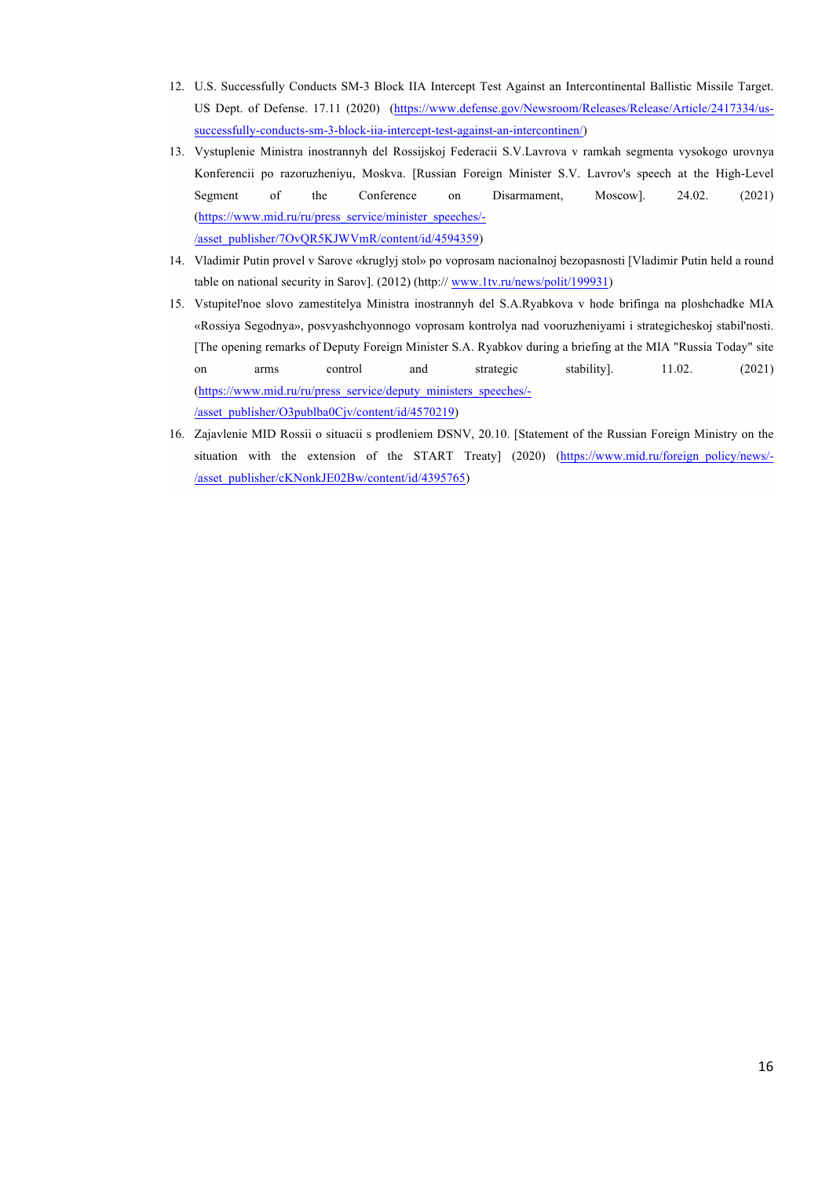12. U.S. Successfully Conducts SM-3 Block IIA Intercept Test Against an Intercontinental Ballistic Missile Target. US Dept. of Defense. 17.11 (2020) (https://www.defense.gov/Newsroom/Releases/Release/Article/2417334/us-successfully-conducts-sm-3-block-iia-intercept-test-against-an-intercontinen/)
13. Vystuplenie Ministra inostrannyh del Rossijskoj Federacii S.V.Lavrova v ramkah segmenta vysokogo urovnya Konferencii po razoruzheniyu, Moskva. [Russian Foreign Minister S.V. Lavrov's speech at the High-Level Segment of the Conference on Disarmament, Moscow]. 24.02. (2021) (https://www.mid.ru/ru/press_service/minister_speeches/-/asset_publisher/7OvQR5KJWVmR/content/id/4594359)
14. Vladimir Putin provel v Sarove «kruglyj stol» po voprosam nacionalnoj bezopasnosti [Vladimir Putin held a round table on national security in Sarov]. (2012) (http:// www.1tv.ru/news/polit/199931)
15. Vstupitel'noe slovo zamestitelya Ministra inostrannyh del S.A.Ryabkova v hode brifinga na ploshchadke MIA «Rossiya Segodnya», posvyashchyonnogo voprosam kontrolya nad vooruzheniyami i strategicheskoj stabil'nosti. [The opening remarks of Deputy Foreign Minister S.A. Ryabkov during a briefing at the MIA "Russia Today" site on arms control and strategic stability]. 11.02. (2021) (https://www.mid.ru/ru/press_service/deputy_ministers_speeches/-/asset_publisher/O3publba0Cjv/content/id/4570219)
16. Zajavlenie MID Rossii o situacii s prodleniem DSNV, 20.10. [Statement of the Russian Foreign Ministry on the situation with the extension of the START Treaty] (2020) (https://www.mid.ru/foreign_policy/news/-/asset_publisher/cKNonkJE02Bw/content/id/4395765)